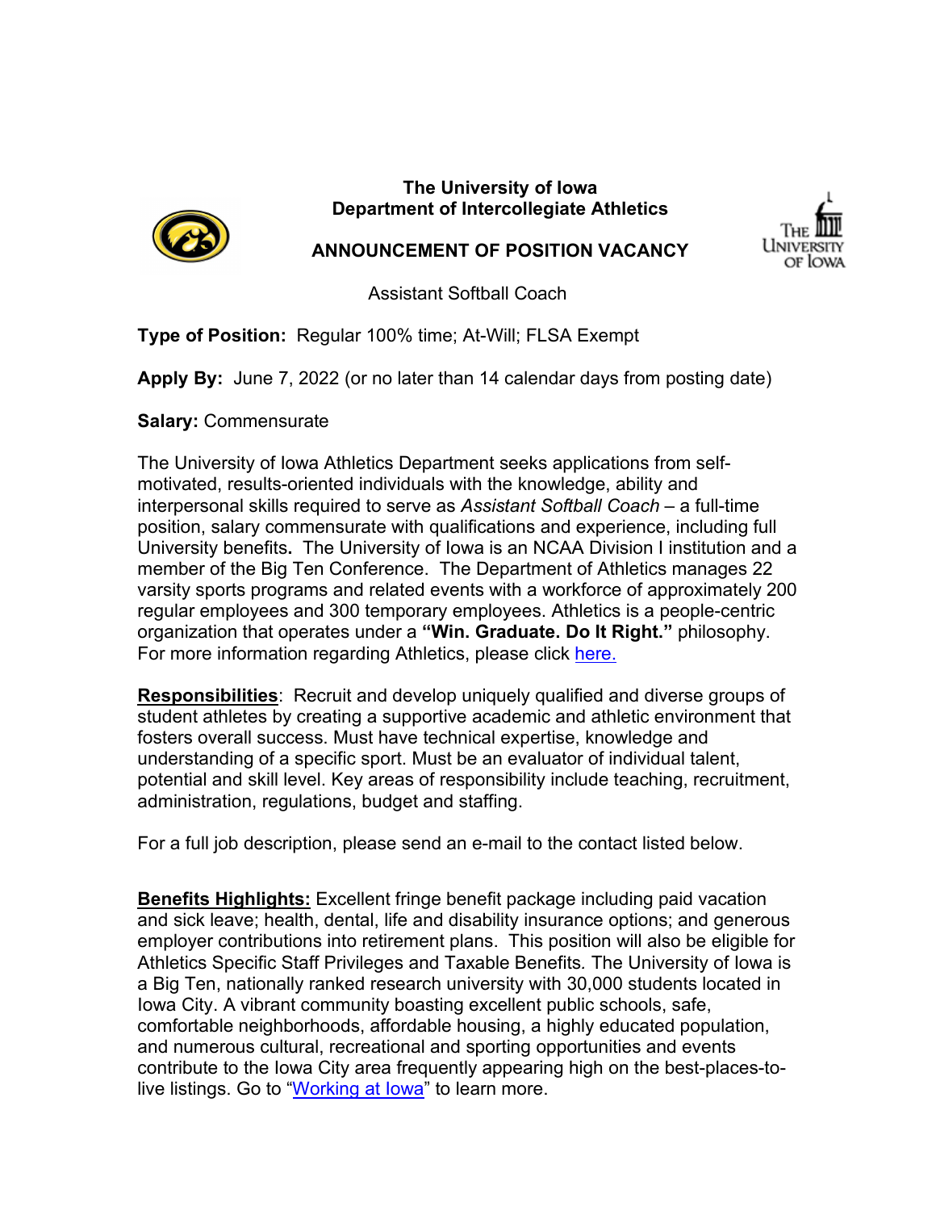# The University of Iowa
## Department of Intercollegiate Athletics

## ANNOUNCEMENT OF POSITION VACANCY

Assistant Softball Coach

**Type of Position:** Regular 100% time; At-Will; FLSA Exempt

**Apply By:** June 7, 2022 (or no later than 14 calendar days from posting date)

**Salary:** Commensurate

The University of Iowa Athletics Department seeks applications from self-motivated, results-oriented individuals with the knowledge, ability and interpersonal skills required to serve as *Assistant Softball Coach* – a full-time position, salary commensurate with qualifications and experience, including full University benefits**.** The University of Iowa is an NCAA Division I institution and a member of the Big Ten Conference. The Department of Athletics manages 22 varsity sports programs and related events with a workforce of approximately 200 regular employees and 300 temporary employees. Athletics is a people-centric organization that operates under a **"Win. Graduate. Do It Right."** philosophy. For more information regarding Athletics, please click here.

**Responsibilities**: Recruit and develop uniquely qualified and diverse groups of student athletes by creating a supportive academic and athletic environment that fosters overall success. Must have technical expertise, knowledge and understanding of a specific sport. Must be an evaluator of individual talent, potential and skill level. Key areas of responsibility include teaching, recruitment, administration, regulations, budget and staffing.

For a full job description, please send an e-mail to the contact listed below.

**Benefits Highlights:** Excellent fringe benefit package including paid vacation and sick leave; health, dental, life and disability insurance options; and generous employer contributions into retirement plans. This position will also be eligible for Athletics Specific Staff Privileges and Taxable Benefits. The University of Iowa is a Big Ten, nationally ranked research university with 30,000 students located in Iowa City. A vibrant community boasting excellent public schools, safe, comfortable neighborhoods, affordable housing, a highly educated population, and numerous cultural, recreational and sporting opportunities and events contribute to the Iowa City area frequently appearing high on the best-places-to-live listings. Go to "Working at Iowa" to learn more.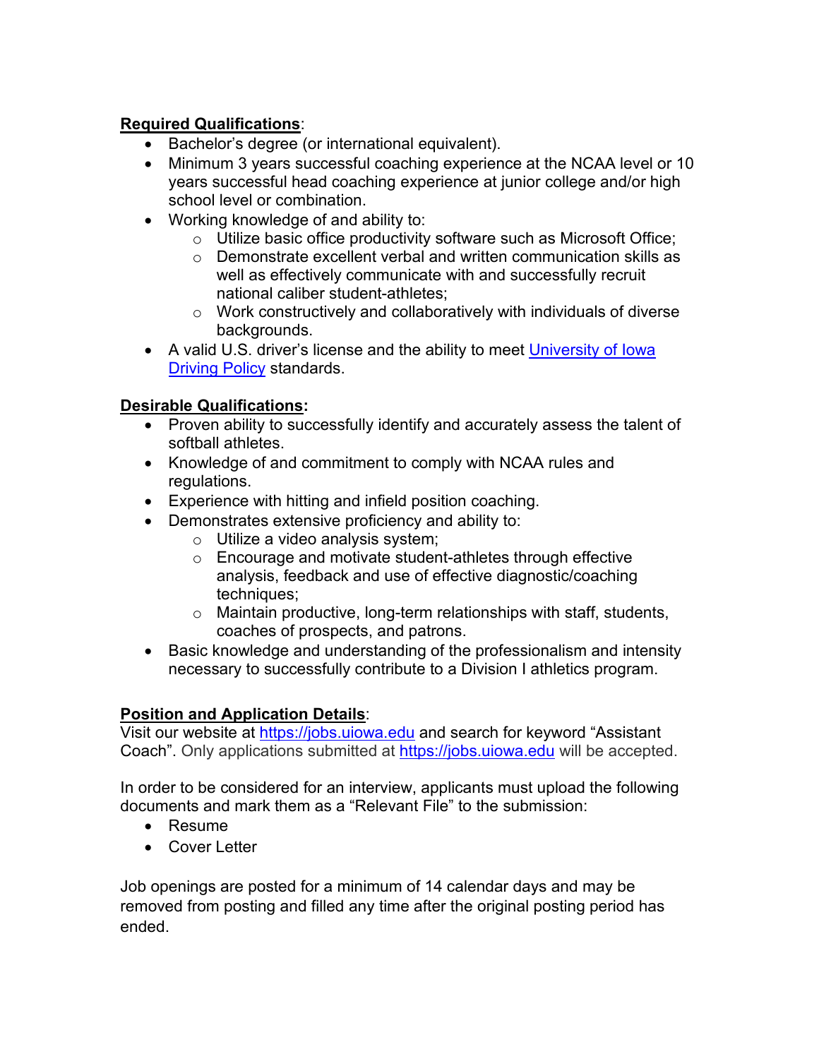**Required Qualifications**:

- Bachelor's degree (or international equivalent).
- Minimum 3 years successful coaching experience at the NCAA level or 10 years successful head coaching experience at junior college and/or high school level or combination.
- Working knowledge of and ability to:
  - Utilize basic office productivity software such as Microsoft Office;
  - Demonstrate excellent verbal and written communication skills as well as effectively communicate with and successfully recruit national caliber student-athletes;
  - Work constructively and collaboratively with individuals of diverse backgrounds.
- A valid U.S. driver's license and the ability to meet [University of Iowa Driving Policy]() standards.

**Desirable Qualifications:**

- Proven ability to successfully identify and accurately assess the talent of softball athletes.
- Knowledge of and commitment to comply with NCAA rules and regulations.
- Experience with hitting and infield position coaching.
- Demonstrates extensive proficiency and ability to:
  - Utilize a video analysis system;
  - Encourage and motivate student-athletes through effective analysis, feedback and use of effective diagnostic/coaching techniques;
  - Maintain productive, long-term relationships with staff, students, coaches of prospects, and patrons.
- Basic knowledge and understanding of the professionalism and intensity necessary to successfully contribute to a Division I athletics program.

**Position and Application Details**:

Visit our website at https://jobs.uiowa.edu and search for keyword "Assistant Coach". Only applications submitted at https://jobs.uiowa.edu will be accepted.

In order to be considered for an interview, applicants must upload the following documents and mark them as a "Relevant File" to the submission:

- Resume
- Cover Letter

Job openings are posted for a minimum of 14 calendar days and may be removed from posting and filled any time after the original posting period has ended.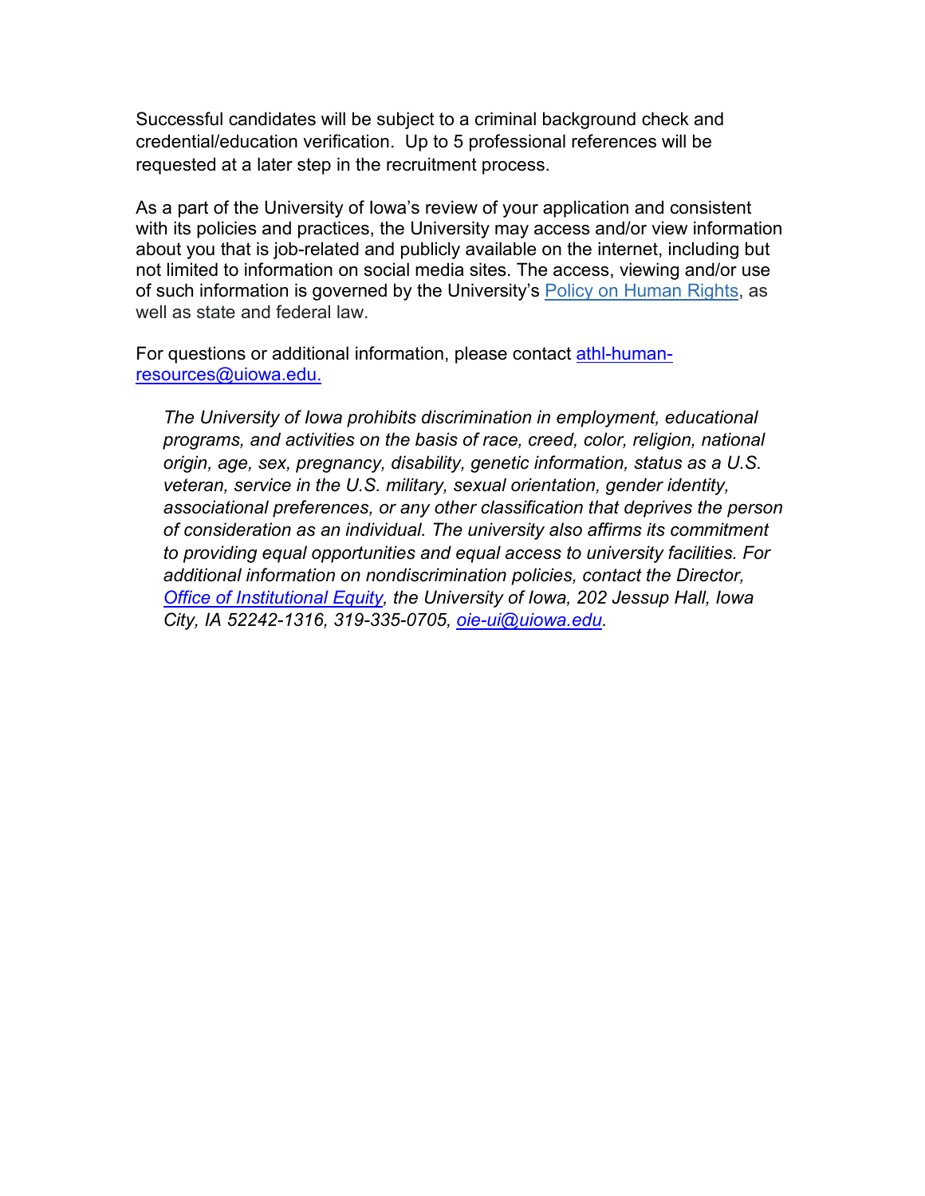Successful candidates will be subject to a criminal background check and credential/education verification. Up to 5 professional references will be requested at a later step in the recruitment process.

As a part of the University of Iowa's review of your application and consistent with its policies and practices, the University may access and/or view information about you that is job-related and publicly available on the internet, including but not limited to information on social media sites. The access, viewing and/or use of such information is governed by the University's Policy on Human Rights, as well as state and federal law.

For questions or additional information, please contact athl-human-resources@uiowa.edu.

*The University of Iowa prohibits discrimination in employment, educational programs, and activities on the basis of race, creed, color, religion, national origin, age, sex, pregnancy, disability, genetic information, status as a U.S. veteran, service in the U.S. military, sexual orientation, gender identity, associational preferences, or any other classification that deprives the person of consideration as an individual. The university also affirms its commitment to providing equal opportunities and equal access to university facilities. For additional information on nondiscrimination policies, contact the Director, Office of Institutional Equity, the University of Iowa, 202 Jessup Hall, Iowa City, IA 52242-1316, 319-335-0705, oie-ui@uiowa.edu.*